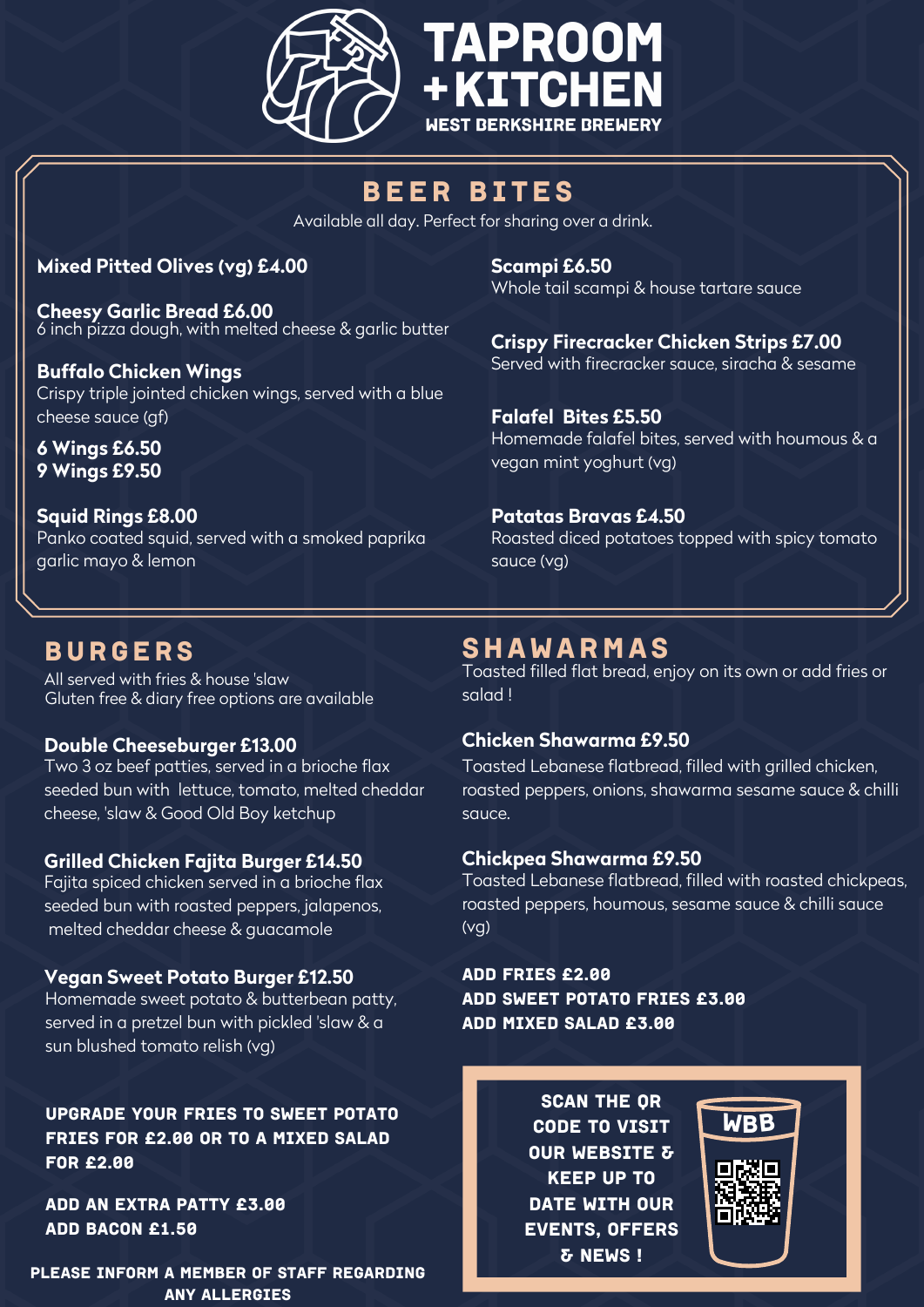# TAPROOM + KITCHEN

WEST BERKSHIRE BREWERY

## BEER BITES

Available all day. Perfect for sharing over a drink.

**Mixed Pitted Olives (vg) £4.00**

**Cheesy Garlic Bread £6.00**
6 inch pizza dough, with melted cheese & garlic butter

**Buffalo Chicken Wings**
Crispy triple jointed chicken wings, served with a blue cheese sauce (gf)

**6 Wings £6.50**
**9 Wings £9.50**

**Squid Rings £8.00**
Panko coated squid, served with a smoked paprika garlic mayo & lemon

**Scampi £6.50**
Whole tail scampi & house tartare sauce

**Crispy Firecracker Chicken Strips £7.00**
Served with firecracker sauce, siracha & sesame

**Falafel Bites £5.50**
Homemade falafel bites, served with houmous & a vegan mint yoghurt (vg)

**Patatas Bravas £4.50**
Roasted diced potatoes topped with spicy tomato sauce (vg)

## BURGERS

All served with fries & house 'slaw
Gluten free & diary free options are available

**Double Cheeseburger £13.00**
Two 3 oz beef patties, served in a brioche flax seeded bun with lettuce, tomato, melted cheddar cheese, 'slaw & Good Old Boy ketchup

**Grilled Chicken Fajita Burger £14.50**
Fajita spiced chicken served in a brioche flax seeded bun with roasted peppers, jalapenos, melted cheddar cheese & guacamole

**Vegan Sweet Potato Burger £12.50**
Homemade sweet potato & butterbean patty, served in a pretzel bun with pickled 'slaw & a sun blushed tomato relish (vg)

**UPGRADE YOUR FRIES TO SWEET POTATO FRIES FOR £2.00 OR TO A MIXED SALAD FOR £2.00**

**ADD AN EXTRA PATTY £3.00**
**ADD BACON £1.50**

**PLEASE INFORM A MEMBER OF STAFF REGARDING ANY ALLERGIES**

## SHAWARMAS

Toasted filled flat bread, enjoy on its own or add fries or salad !

**Chicken Shawarma £9.50**
Toasted Lebanese flatbread, filled with grilled chicken, roasted peppers, onions, shawarma sesame sauce & chilli sauce.

**Chickpea Shawarma £9.50**
Toasted Lebanese flatbread, filled with roasted chickpeas, roasted peppers, houmous, sesame sauce & chilli sauce (vg)

**ADD FRIES £2.00**
**ADD SWEET POTATO FRIES £3.00**
**ADD MIXED SALAD £3.00**

**SCAN THE QR CODE TO VISIT OUR WEBSITE & KEEP UP TO DATE WITH OUR EVENTS, OFFERS & NEWS !**

WBB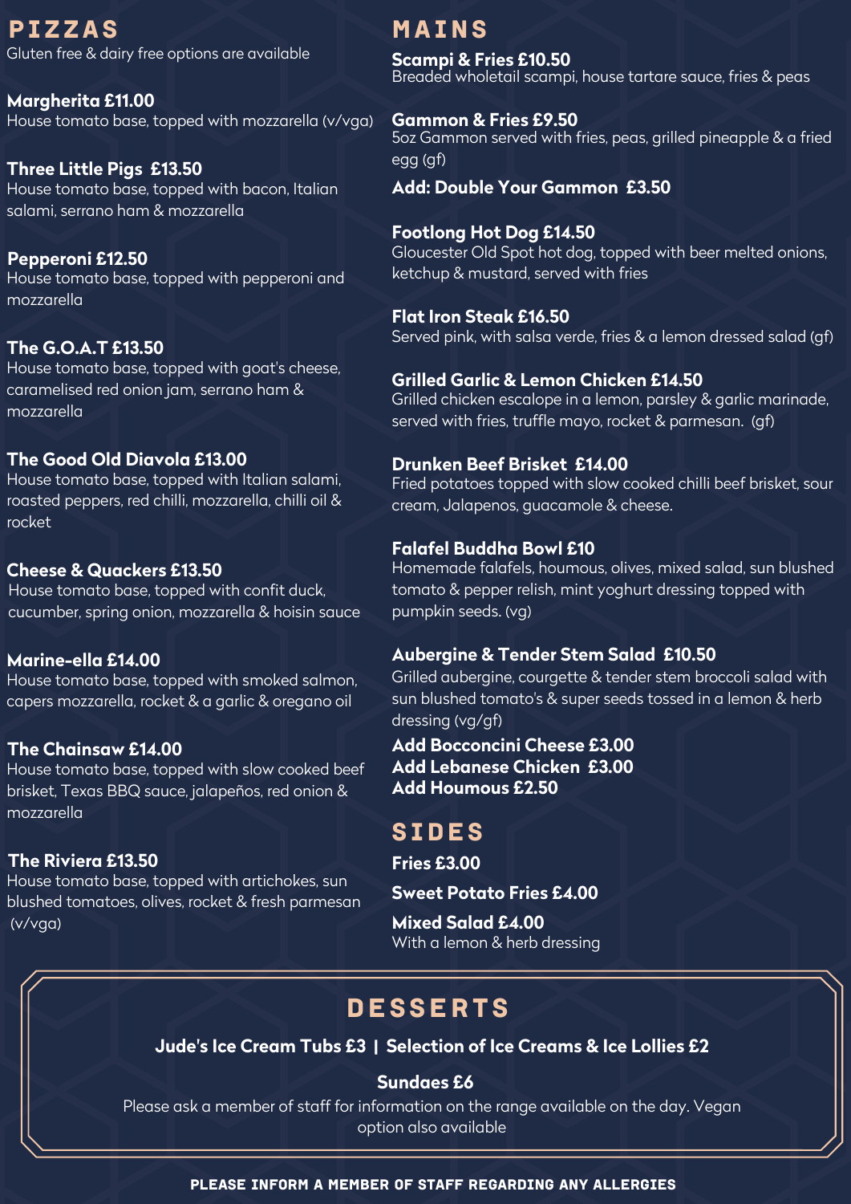## PIZZAS

Gluten free & dairy free options are available

**Margherita £11.00**
House tomato base, topped with mozzarella (v/vga)

**Three Little Pigs £13.50**
House tomato base, topped with bacon, Italian salami, serrano ham & mozzarella

**Pepperoni £12.50**
House tomato base, topped with pepperoni and mozzarella

**The G.O.A.T £13.50**
House tomato base, topped with goat's cheese, caramelised red onion jam, serrano ham & mozzarella

**The Good Old Diavola £13.00**
House tomato base, topped with Italian salami, roasted peppers, red chilli, mozzarella, chilli oil & rocket

**Cheese & Quackers £13.50**
House tomato base, topped with confit duck, cucumber, spring onion, mozzarella & hoisin sauce

**Marine-ella £14.00**
House tomato base, topped with smoked salmon, capers mozzarella, rocket & a garlic & oregano oil

**The Chainsaw £14.00**
House tomato base, topped with slow cooked beef brisket, Texas BBQ sauce, jalapeños, red onion & mozzarella

**The Riviera £13.50**
House tomato base, topped with artichokes, sun blushed tomatoes, olives, rocket & fresh parmesan (v/vga)

## MAINS

**Scampi & Fries £10.50**
Breaded wholetail scampi, house tartare sauce, fries & peas

**Gammon & Fries £9.50**
5oz Gammon served with fries, peas, grilled pineapple & a fried egg (gf)

**Add: Double Your Gammon £3.50**

**Footlong Hot Dog £14.50**
Gloucester Old Spot hot dog, topped with beer melted onions, ketchup & mustard, served with fries

**Flat Iron Steak £16.50**
Served pink, with salsa verde, fries & a lemon dressed salad (gf)

**Grilled Garlic & Lemon Chicken £14.50**
Grilled chicken escalope in a lemon, parsley & garlic marinade, served with fries, truffle mayo, rocket & parmesan. (gf)

**Drunken Beef Brisket £14.00**
Fried potatoes topped with slow cooked chilli beef brisket, sour cream, Jalapenos, guacamole & cheese.

**Falafel Buddha Bowl £10**
Homemade falafels, houmous, olives, mixed salad, sun blushed tomato & pepper relish, mint yoghurt dressing topped with pumpkin seeds. (vg)

**Aubergine & Tender Stem Salad £10.50**
Grilled aubergine, courgette & tender stem broccoli salad with sun blushed tomato's & super seeds tossed in a lemon & herb dressing (vg/gf)

**Add Bocconcini Cheese £3.00**
**Add Lebanese Chicken £3.00**
**Add Houmous £2.50**

## SIDES

**Fries £3.00**

**Sweet Potato Fries £4.00**

**Mixed Salad £4.00**
With a lemon & herb dressing

## DESSERTS

**Jude's Ice Cream Tubs £3 | Selection of Ice Creams & Ice Lollies £2**

**Sundaes £6**
Please ask a member of staff for information on the range available on the day. Vegan option also available

**PLEASE INFORM A MEMBER OF STAFF REGARDING ANY ALLERGIES**